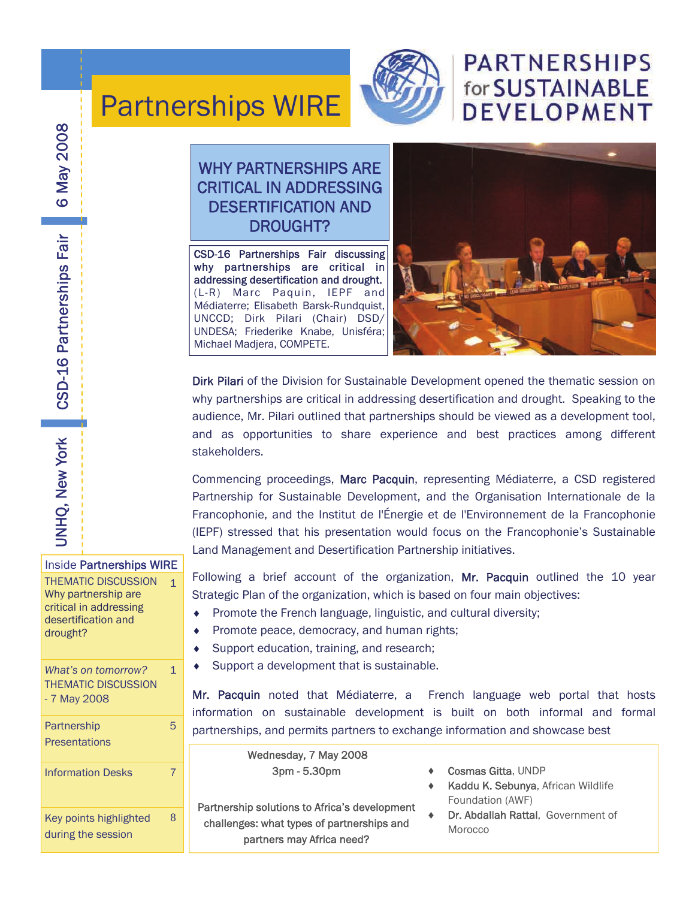# Partnerships WIRE

**PARTNERSHIPS for SUSTAINABLE DEVELOPMENT**

UNHQ, New York | CSD-16 Partnerships Fair | 6 May 2008

## WHY PARTNERSHIPS ARE CRITICAL IN ADDRESSING DESERTIFICATION AND DROUGHT?

**CSD-16 Partnerships Fair discussing why partnerships are critical in addressing desertification and drought.** (L-R) Marc Paquin, IEPF and Médiaterre; Elisabeth Barsk-Rundquist, UNCCD; Dirk Pilari (Chair) DSD/UNDESA; Friederike Knabe, Unisféra; Michael Madjera, COMPETE.

**Dirk Pilari** of the Division for Sustainable Development opened the thematic session on why partnerships are critical in addressing desertification and drought. Speaking to the audience, Mr. Pilari outlined that partnerships should be viewed as a development tool, and as opportunities to share experience and best practices among different stakeholders.

Commencing proceedings, **Marc Pacquin**, representing Médiaterre, a CSD registered Partnership for Sustainable Development, and the Organisation Internationale de la Francophonie, and the Institut de l'Énergie et de l'Environnement de la Francophonie (IEPF) stressed that his presentation would focus on the Francophonie's Sustainable Land Management and Desertification Partnership initiatives.

Following a brief account of the organization, **Mr. Pacquin** outlined the 10 year Strategic Plan of the organization, which is based on four main objectives:

- Promote the French language, linguistic, and cultural diversity;
- Promote peace, democracy, and human rights;
- Support education, training, and research;
- Support a development that is sustainable.

**Mr. Pacquin** noted that Médiaterre, a French language web portal that hosts information on sustainable development is built on both informal and formal partnerships, and permits partners to exchange information and showcase best

### Inside Partnerships WIRE

| | |
|---|---|
| THEMATIC DISCUSSION Why partnership are critical in addressing desertification and drought? | 1 |
| *What's on tomorrow?* THEMATIC DISCUSSION - 7 May 2008 | 1 |
| Partnership Presentations | 5 |
| Information Desks | 7 |
| Key points highlighted during the session | 8 |

Wednesday, 7 May 2008
3pm - 5.30pm

Partnership solutions to Africa's development challenges: what types of partnerships and partners may Africa need?

- **Cosmas Gitta**, UNDP
- **Kaddu K. Sebunya**, African Wildlife Foundation (AWF)
- **Dr. Abdallah Rattal**, Government of Morocco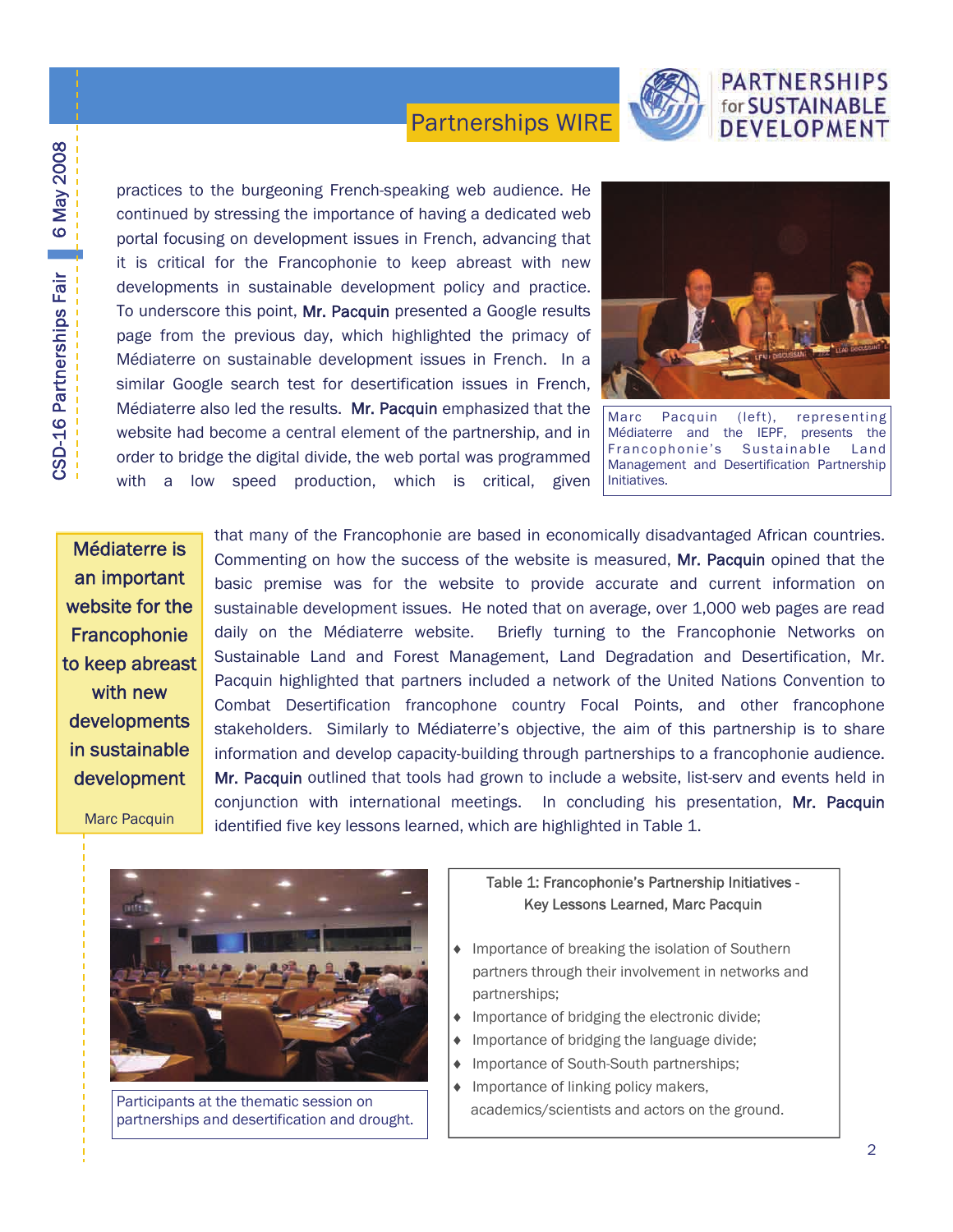practices to the burgeoning French-speaking web audience. He continued by stressing the importance of having a dedicated web portal focusing on development issues in French, advancing that it is critical for the Francophonie to keep abreast with new developments in sustainable development policy and practice. To underscore this point, **Mr. Pacquin** presented a Google results page from the previous day, which highlighted the primacy of Médiaterre on sustainable development issues in French. In a similar Google search test for desertification issues in French, Médiaterre also led the results. **Mr. Pacquin** emphasized that the website had become a central element of the partnership, and in order to bridge the digital divide, the web portal was programmed with a low speed production, which is critical, given that many of the Francophonie are based in economically disadvantaged African countries. Commenting on how the success of the website is measured, **Mr. Pacquin** opined that the basic premise was for the website to provide accurate and current information on sustainable development issues. He noted that on average, over 1,000 web pages are read daily on the Médiaterre website. Briefly turning to the Francophonie Networks on Sustainable Land and Forest Management, Land Degradation and Desertification, Mr. Pacquin highlighted that partners included a network of the United Nations Convention to Combat Desertification francophone country Focal Points, and other francophone stakeholders. Similarly to Médiaterre's objective, the aim of this partnership is to share information and develop capacity-building through partnerships to a francophonie audience. **Mr. Pacquin** outlined that tools had grown to include a website, list-serv and events held in conjunction with international meetings. In concluding his presentation, **Mr. Pacquin** identified five key lessons learned, which are highlighted in Table 1.

Marc Pacquin (left), representing Médiaterre and the IEPF, presents the Francophonie's Sustainable Land Management and Desertification Partnership Initiatives.

> Médiaterre is an important website for the Francophonie to keep abreast with new developments in sustainable development
>
> Marc Pacquin

Participants at the thematic session on partnerships and desertification and drought.

**Table 1: Francophonie's Partnership Initiatives - Key Lessons Learned, Marc Pacquin**

- Importance of breaking the isolation of Southern partners through their involvement in networks and partnerships;
- Importance of bridging the electronic divide;
- Importance of bridging the language divide;
- Importance of South-South partnerships;
- Importance of linking policy makers, academics/scientists and actors on the ground.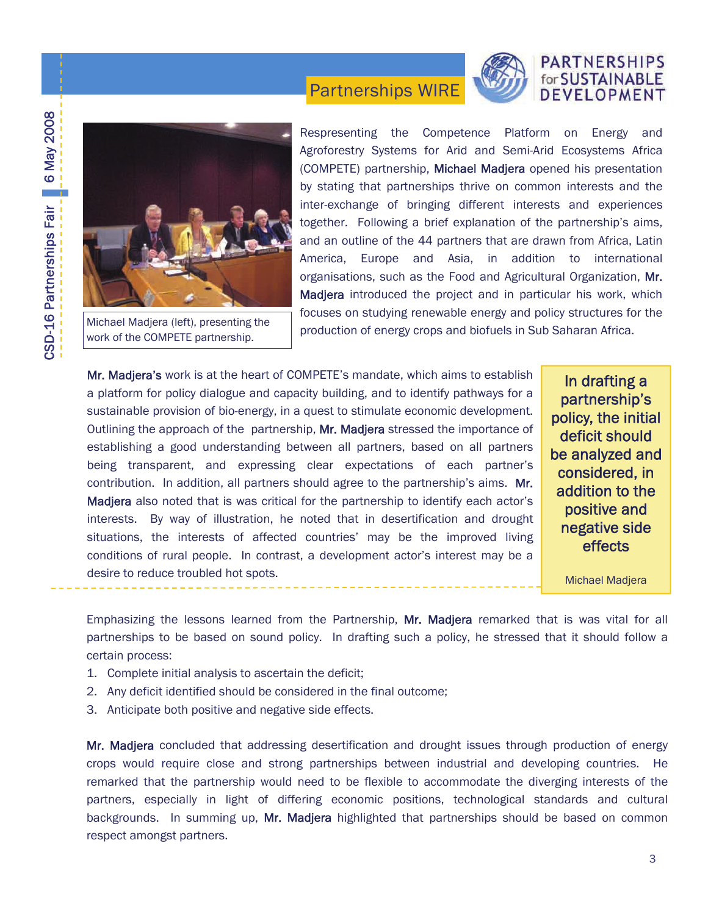Michael Madjera (left), presenting the work of the COMPETE partnership.

Respresenting the Competence Platform on Energy and Agroforestry Systems for Arid and Semi-Arid Ecosystems Africa (COMPETE) partnership, **Michael Madjera** opened his presentation by stating that partnerships thrive on common interests and the inter-exchange of bringing different interests and experiences together. Following a brief explanation of the partnership's aims, and an outline of the 44 partners that are drawn from Africa, Latin America, Europe and Asia, in addition to international organisations, such as the Food and Agricultural Organization, **Mr. Madjera** introduced the project and in particular his work, which focuses on studying renewable energy and policy structures for the production of energy crops and biofuels in Sub Saharan Africa.

**Mr. Madjera's** work is at the heart of COMPETE's mandate, which aims to establish a platform for policy dialogue and capacity building, and to identify pathways for a sustainable provision of bio-energy, in a quest to stimulate economic development. Outlining the approach of the partnership, **Mr. Madjera** stressed the importance of establishing a good understanding between all partners, based on all partners being transparent, and expressing clear expectations of each partner's contribution. In addition, all partners should agree to the partnership's aims. **Mr. Madjera** also noted that is was critical for the partnership to identify each actor's interests. By way of illustration, he noted that in desertification and drought situations, the interests of affected countries' may be the improved living conditions of rural people. In contrast, a development actor's interest may be a desire to reduce troubled hot spots.

> In drafting a partnership's policy, the initial deficit should be analyzed and considered, in addition to the positive and negative side effects
>
> Michael Madjera

Emphasizing the lessons learned from the Partnership, **Mr. Madjera** remarked that is was vital for all partnerships to be based on sound policy. In drafting such a policy, he stressed that it should follow a certain process:

1. Complete initial analysis to ascertain the deficit;
2. Any deficit identified should be considered in the final outcome;
3. Anticipate both positive and negative side effects.

**Mr. Madjera** concluded that addressing desertification and drought issues through production of energy crops would require close and strong partnerships between industrial and developing countries. He remarked that the partnership would need to be flexible to accommodate the diverging interests of the partners, especially in light of differing economic positions, technological standards and cultural backgrounds. In summing up, **Mr. Madjera** highlighted that partnerships should be based on common respect amongst partners.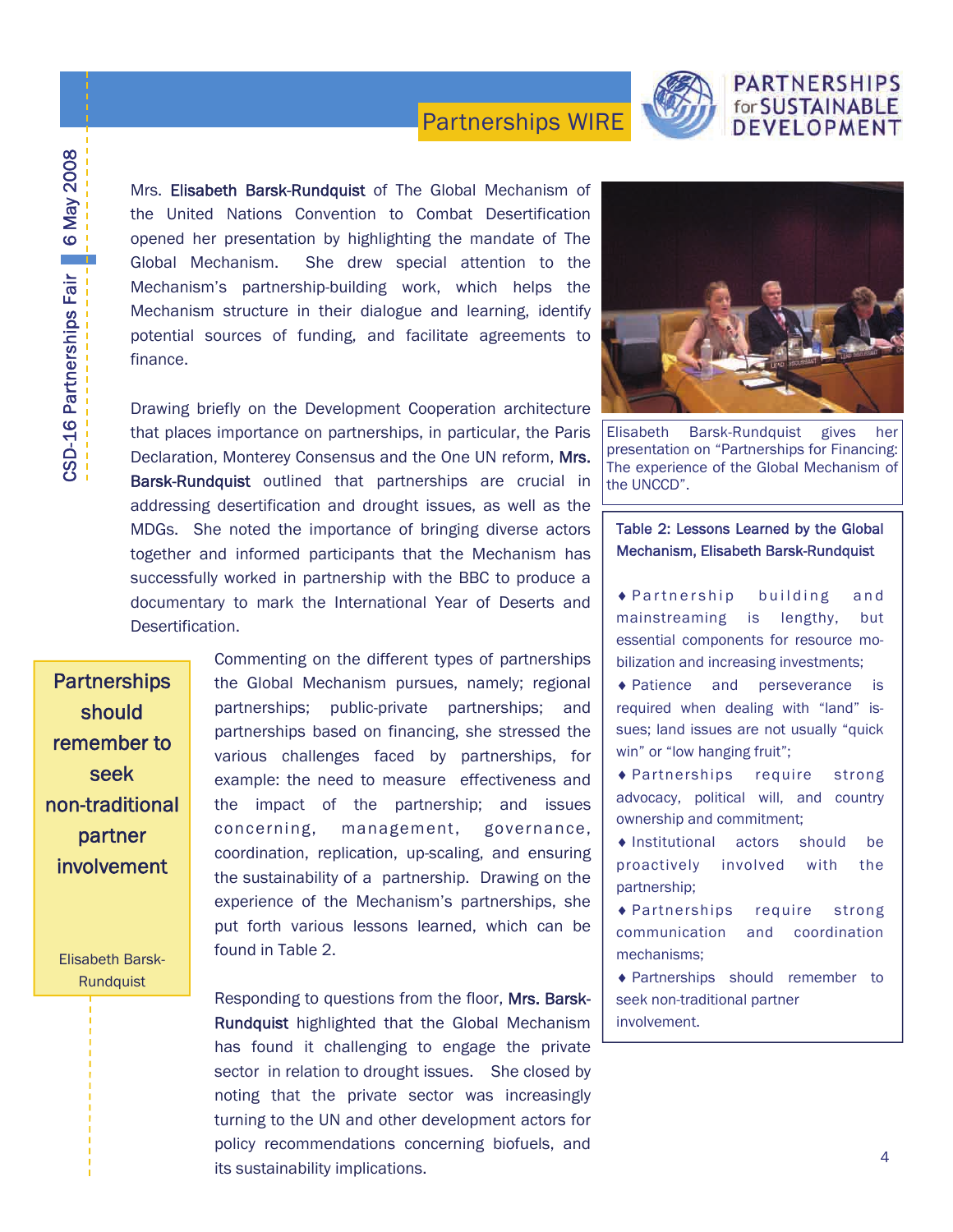Mrs. **Elisabeth Barsk-Rundquist** of The Global Mechanism of the United Nations Convention to Combat Desertification opened her presentation by highlighting the mandate of The Global Mechanism. She drew special attention to the Mechanism's partnership-building work, which helps the Mechanism structure in their dialogue and learning, identify potential sources of funding, and facilitate agreements to finance.

Drawing briefly on the Development Cooperation architecture that places importance on partnerships, in particular, the Paris Declaration, Monterey Consensus and the One UN reform, **Mrs. Barsk-Rundquist** outlined that partnerships are crucial in addressing desertification and drought issues, as well as the MDGs. She noted the importance of bringing diverse actors together and informed participants that the Mechanism has successfully worked in partnership with the BBC to produce a documentary to mark the International Year of Deserts and Desertification.

Elisabeth Barsk-Rundquist gives her presentation on "Partnerships for Financing: The experience of the Global Mechanism of the UNCCD".

> **Partnerships should remember to seek non-traditional partner involvement**
>
> Elisabeth Barsk-Rundquist

Commenting on the different types of partnerships the Global Mechanism pursues, namely; regional partnerships; public-private partnerships; and partnerships based on financing, she stressed the various challenges faced by partnerships, for example: the need to measure effectiveness and the impact of the partnership; and issues concerning, management, governance, coordination, replication, up-scaling, and ensuring the sustainability of a partnership. Drawing on the experience of the Mechanism's partnerships, she put forth various lessons learned, which can be found in Table 2.

**Table 2: Lessons Learned by the Global Mechanism, Elisabeth Barsk-Rundquist**

- Partnership building and mainstreaming is lengthy, but essential components for resource mobilization and increasing investments;
- Patience and perseverance is required when dealing with "land" issues; land issues are not usually "quick win" or "low hanging fruit";
- Partnerships require strong advocacy, political will, and country ownership and commitment;
- Institutional actors should be proactively involved with the partnership;
- Partnerships require strong communication and coordination mechanisms;
- Partnerships should remember to seek non-traditional partner involvement.

Responding to questions from the floor, **Mrs. Barsk-Rundquist** highlighted that the Global Mechanism has found it challenging to engage the private sector in relation to drought issues. She closed by noting that the private sector was increasingly turning to the UN and other development actors for policy recommendations concerning biofuels, and its sustainability implications.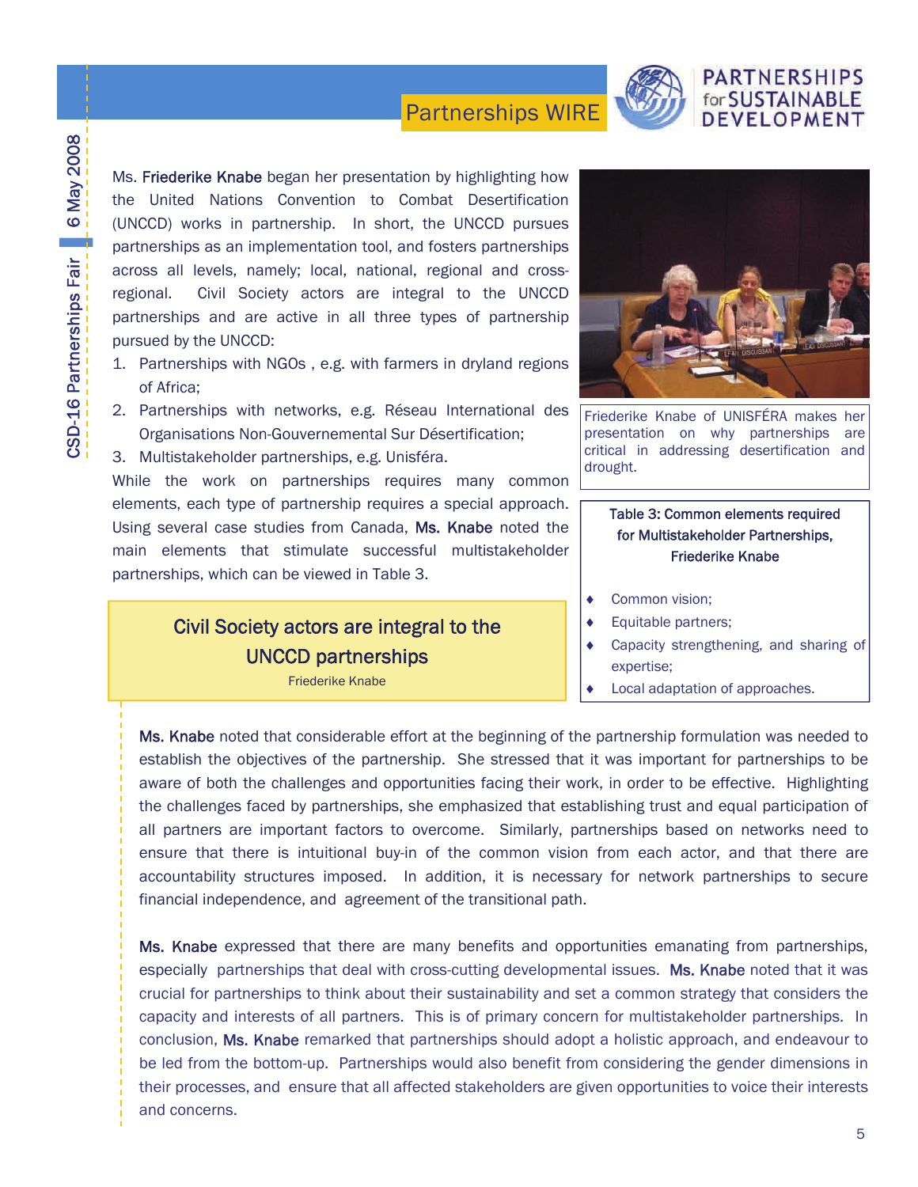Ms. Friederike Knabe began her presentation by highlighting how the United Nations Convention to Combat Desertification (UNCCD) works in partnership. In short, the UNCCD pursues partnerships as an implementation tool, and fosters partnerships across all levels, namely; local, national, regional and cross-regional. Civil Society actors are integral to the UNCCD partnerships and are active in all three types of partnership pursued by the UNCCD:

1. Partnerships with NGOs , e.g. with farmers in dryland regions of Africa;
2. Partnerships with networks, e.g. Réseau International des Organisations Non-Gouvernemental Sur Désertification;
3. Multistakeholder partnerships, e.g. Unisféra.

While the work on partnerships requires many common elements, each type of partnership requires a special approach. Using several case studies from Canada, Ms. Knabe noted the main elements that stimulate successful multistakeholder partnerships, which can be viewed in Table 3.

Friederike Knabe of UNISFÉRA makes her presentation on why partnerships are critical in addressing desertification and drought.

> **Civil Society actors are integral to the UNCCD partnerships**
>
> Friederike Knabe

**Table 3: Common elements required for Multistakeholder Partnerships, Friederike Knabe**

- Common vision;
- Equitable partners;
- Capacity strengthening, and sharing of expertise;
- Local adaptation of approaches.

Ms. Knabe noted that considerable effort at the beginning of the partnership formulation was needed to establish the objectives of the partnership. She stressed that it was important for partnerships to be aware of both the challenges and opportunities facing their work, in order to be effective. Highlighting the challenges faced by partnerships, she emphasized that establishing trust and equal participation of all partners are important factors to overcome. Similarly, partnerships based on networks need to ensure that there is intuitional buy-in of the common vision from each actor, and that there are accountability structures imposed. In addition, it is necessary for network partnerships to secure financial independence, and agreement of the transitional path.

Ms. Knabe expressed that there are many benefits and opportunities emanating from partnerships, especially partnerships that deal with cross-cutting developmental issues. Ms. Knabe noted that it was crucial for partnerships to think about their sustainability and set a common strategy that considers the capacity and interests of all partners. This is of primary concern for multistakeholder partnerships. In conclusion, Ms. Knabe remarked that partnerships should adopt a holistic approach, and endeavour to be led from the bottom-up. Partnerships would also benefit from considering the gender dimensions in their processes, and ensure that all affected stakeholders are given opportunities to voice their interests and concerns.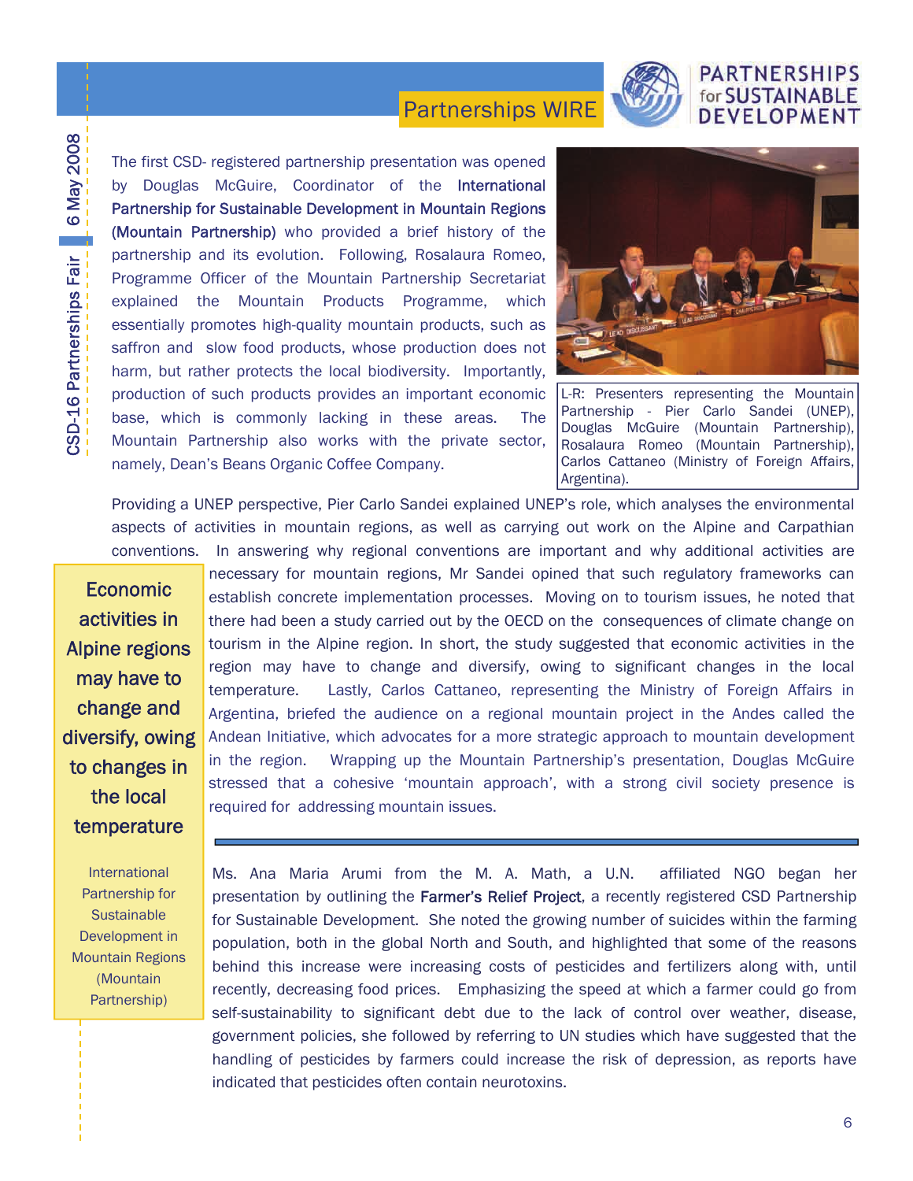The first CSD- registered partnership presentation was opened by Douglas McGuire, Coordinator of the **International Partnership for Sustainable Development in Mountain Regions (Mountain Partnership)** who provided a brief history of the partnership and its evolution. Following, Rosalaura Romeo, Programme Officer of the Mountain Partnership Secretariat explained the Mountain Products Programme, which essentially promotes high-quality mountain products, such as saffron and slow food products, whose production does not harm, but rather protects the local biodiversity. Importantly, production of such products provides an important economic base, which is commonly lacking in these areas. The Mountain Partnership also works with the private sector, namely, Dean's Beans Organic Coffee Company.

L-R: Presenters representing the Mountain Partnership - Pier Carlo Sandei (UNEP), Douglas McGuire (Mountain Partnership), Rosalaura Romeo (Mountain Partnership), Carlos Cattaneo (Ministry of Foreign Affairs, Argentina).

Providing a UNEP perspective, Pier Carlo Sandei explained UNEP's role, which analyses the environmental aspects of activities in mountain regions, as well as carrying out work on the Alpine and Carpathian conventions. In answering why regional conventions are important and why additional activities are necessary for mountain regions, Mr Sandei opined that such regulatory frameworks can establish concrete implementation processes. Moving on to tourism issues, he noted that there had been a study carried out by the OECD on the consequences of climate change on tourism in the Alpine region. In short, the study suggested that economic activities in the region may have to change and diversify, owing to significant changes in the local temperature. Lastly, Carlos Cattaneo, representing the Ministry of Foreign Affairs in Argentina, briefed the audience on a regional mountain project in the Andes called the Andean Initiative, which advocates for a more strategic approach to mountain development in the region. Wrapping up the Mountain Partnership's presentation, Douglas McGuire stressed that a cohesive 'mountain approach', with a strong civil society presence is required for addressing mountain issues.

> **Economic activities in Alpine regions may have to change and diversify, owing to changes in the local temperature**
>
> International Partnership for Sustainable Development in Mountain Regions (Mountain Partnership)

---

Ms. Ana Maria Arumi from the M. A. Math, a U.N. affiliated NGO began her presentation by outlining the **Farmer's Relief Project**, a recently registered CSD Partnership for Sustainable Development. She noted the growing number of suicides within the farming population, both in the global North and South, and highlighted that some of the reasons behind this increase were increasing costs of pesticides and fertilizers along with, until recently, decreasing food prices. Emphasizing the speed at which a farmer could go from self-sustainability to significant debt due to the lack of control over weather, disease, government policies, she followed by referring to UN studies which have suggested that the handling of pesticides by farmers could increase the risk of depression, as reports have indicated that pesticides often contain neurotoxins.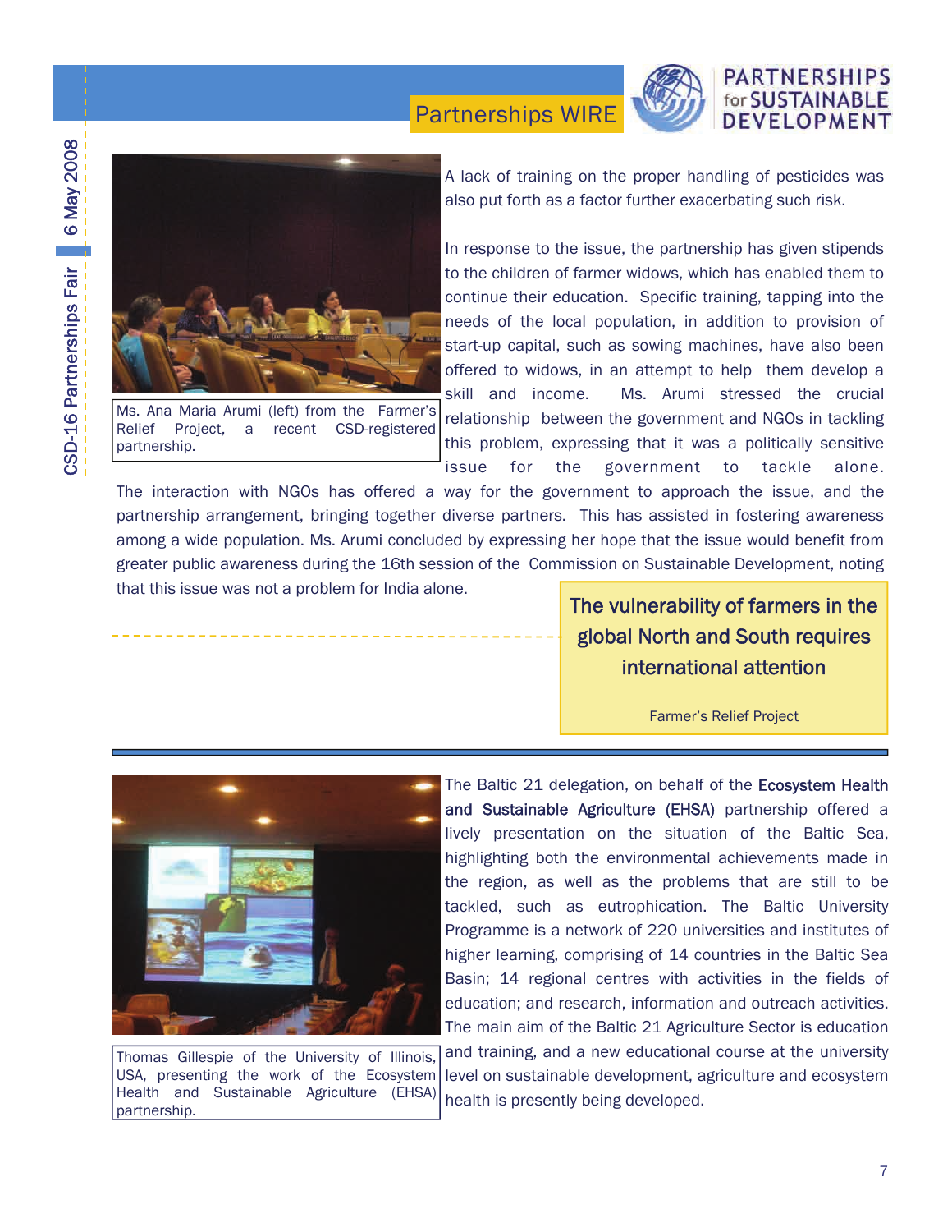A lack of training on the proper handling of pesticides was also put forth as a factor further exacerbating such risk.

Ms. Ana Maria Arumi (left) from the Farmer's Relief Project, a recent CSD-registered partnership.

In response to the issue, the partnership has given stipends to the children of farmer widows, which has enabled them to continue their education. Specific training, tapping into the needs of the local population, in addition to provision of start-up capital, such as sowing machines, have also been offered to widows, in an attempt to help them develop a skill and income. Ms. Arumi stressed the crucial relationship between the government and NGOs in tackling this problem, expressing that it was a politically sensitive issue for the government to tackle alone. The interaction with NGOs has offered a way for the government to approach the issue, and the partnership arrangement, bringing together diverse partners. This has assisted in fostering awareness among a wide population. Ms. Arumi concluded by expressing her hope that the issue would benefit from greater public awareness during the 16th session of the Commission on Sustainable Development, noting that this issue was not a problem for India alone.

> **The vulnerability of farmers in the global North and South requires international attention**
>
> Farmer's Relief Project

---

The Baltic 21 delegation, on behalf of the **Ecosystem Health and Sustainable Agriculture (EHSA)** partnership offered a lively presentation on the situation of the Baltic Sea, highlighting both the environmental achievements made in the region, as well as the problems that are still to be tackled, such as eutrophication. The Baltic University Programme is a network of 220 universities and institutes of higher learning, comprising of 14 countries in the Baltic Sea Basin; 14 regional centres with activities in the fields of education; and research, information and outreach activities. The main aim of the Baltic 21 Agriculture Sector is education and training, and a new educational course at the university level on sustainable development, agriculture and ecosystem health is presently being developed.

Thomas Gillespie of the University of Illinois, USA, presenting the work of the Ecosystem Health and Sustainable Agriculture (EHSA) partnership.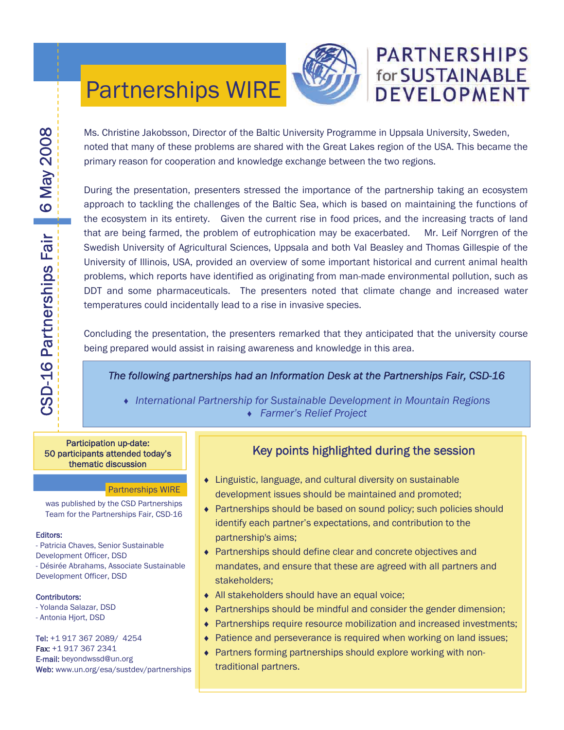# Partnerships WIRE

**PARTNERSHIPS for SUSTAINABLE DEVELOPMENT**

**CSD-16 Partnerships Fair | 6 May 2008**

Ms. Christine Jakobsson, Director of the Baltic University Programme in Uppsala University, Sweden, noted that many of these problems are shared with the Great Lakes region of the USA. This became the primary reason for cooperation and knowledge exchange between the two regions.

During the presentation, presenters stressed the importance of the partnership taking an ecosystem approach to tackling the challenges of the Baltic Sea, which is based on maintaining the functions of the ecosystem in its entirety. Given the current rise in food prices, and the increasing tracts of land that are being farmed, the problem of eutrophication may be exacerbated. Mr. Leif Norrgren of the Swedish University of Agricultural Sciences, Uppsala and both Val Beasley and Thomas Gillespie of the University of Illinois, USA, provided an overview of some important historical and current animal health problems, which reports have identified as originating from man-made environmental pollution, such as DDT and some pharmaceuticals. The presenters noted that climate change and increased water temperatures could incidentally lead to a rise in invasive species.

Concluding the presentation, the presenters remarked that they anticipated that the university course being prepared would assist in raising awareness and knowledge in this area.

*The following partnerships had an Information Desk at the Partnerships Fair, CSD-16*

- *International Partnership for Sustainable Development in Mountain Regions*
- *Farmer's Relief Project*

**Participation up-date: 50 participants attended today's thematic discussion**

Partnerships WIRE was published by the CSD Partnerships Team for the Partnerships Fair, CSD-16

**Editors:**
- Patricia Chaves, Senior Sustainable Development Officer, DSD
- Désirée Abrahams, Associate Sustainable Development Officer, DSD

**Contributors:**
- Yolanda Salazar, DSD
- Antonia Hjort, DSD

**Tel:** +1 917 367 2089/ 4254
**Fax:** +1 917 367 2341
**E-mail:** beyondwssd@un.org
**Web:** www.un.org/esa/sustdev/partnerships

## Key points highlighted during the session

- Linguistic, language, and cultural diversity on sustainable development issues should be maintained and promoted;
- Partnerships should be based on sound policy; such policies should identify each partner's expectations, and contribution to the partnership's aims;
- Partnerships should define clear and concrete objectives and mandates, and ensure that these are agreed with all partners and stakeholders;
- All stakeholders should have an equal voice;
- Partnerships should be mindful and consider the gender dimension;
- Partnerships require resource mobilization and increased investments;
- Patience and perseverance is required when working on land issues;
- Partners forming partnerships should explore working with non-traditional partners.